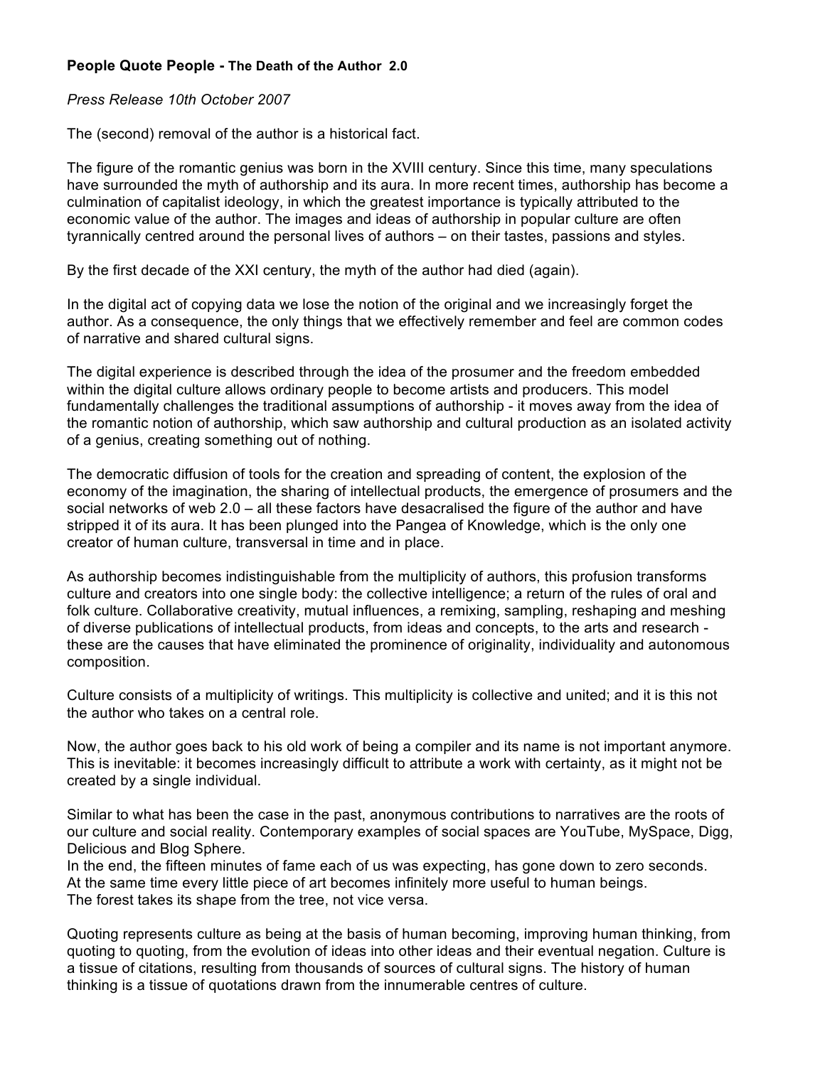**People Quote People - The Death of the Author 2.0**

*Press Release 10th October 2007*

The (second) removal of the author is a historical fact.

The figure of the romantic genius was born in the XVIII century. Since this time, many speculations have surrounded the myth of authorship and its aura. In more recent times, authorship has become a culmination of capitalist ideology, in which the greatest importance is typically attributed to the economic value of the author. The images and ideas of authorship in popular culture are often tyrannically centred around the personal lives of authors – on their tastes, passions and styles.

By the first decade of the XXI century, the myth of the author had died (again).

In the digital act of copying data we lose the notion of the original and we increasingly forget the author. As a consequence, the only things that we effectively remember and feel are common codes of narrative and shared cultural signs.

The digital experience is described through the idea of the prosumer and the freedom embedded within the digital culture allows ordinary people to become artists and producers. This model fundamentally challenges the traditional assumptions of authorship - it moves away from the idea of the romantic notion of authorship, which saw authorship and cultural production as an isolated activity of a genius, creating something out of nothing.

The democratic diffusion of tools for the creation and spreading of content, the explosion of the economy of the imagination, the sharing of intellectual products, the emergence of prosumers and the social networks of web 2.0 – all these factors have desacralised the figure of the author and have stripped it of its aura. It has been plunged into the Pangea of Knowledge, which is the only one creator of human culture, transversal in time and in place.

As authorship becomes indistinguishable from the multiplicity of authors, this profusion transforms culture and creators into one single body: the collective intelligence; a return of the rules of oral and folk culture. Collaborative creativity, mutual influences, a remixing, sampling, reshaping and meshing of diverse publications of intellectual products, from ideas and concepts, to the arts and research - these are the causes that have eliminated the prominence of originality, individuality and autonomous composition.

Culture consists of a multiplicity of writings. This multiplicity is collective and united; and it is this not the author who takes on a central role.

Now, the author goes back to his old work of being a compiler and its name is not important anymore. This is inevitable: it becomes increasingly difficult to attribute a work with certainty, as it might not be created by a single individual.

Similar to what has been the case in the past, anonymous contributions to narratives are the roots of our culture and social reality. Contemporary examples of social spaces are YouTube, MySpace, Digg, Delicious and Blog Sphere.
In the end, the fifteen minutes of fame each of us was expecting, has gone down to zero seconds.
At the same time every little piece of art becomes infinitely more useful to human beings.
The forest takes its shape from the tree, not vice versa.

Quoting represents culture as being at the basis of human becoming, improving human thinking, from quoting to quoting, from the evolution of ideas into other ideas and their eventual negation. Culture is a tissue of citations, resulting from thousands of sources of cultural signs. The history of human thinking is a tissue of quotations drawn from the innumerable centres of culture.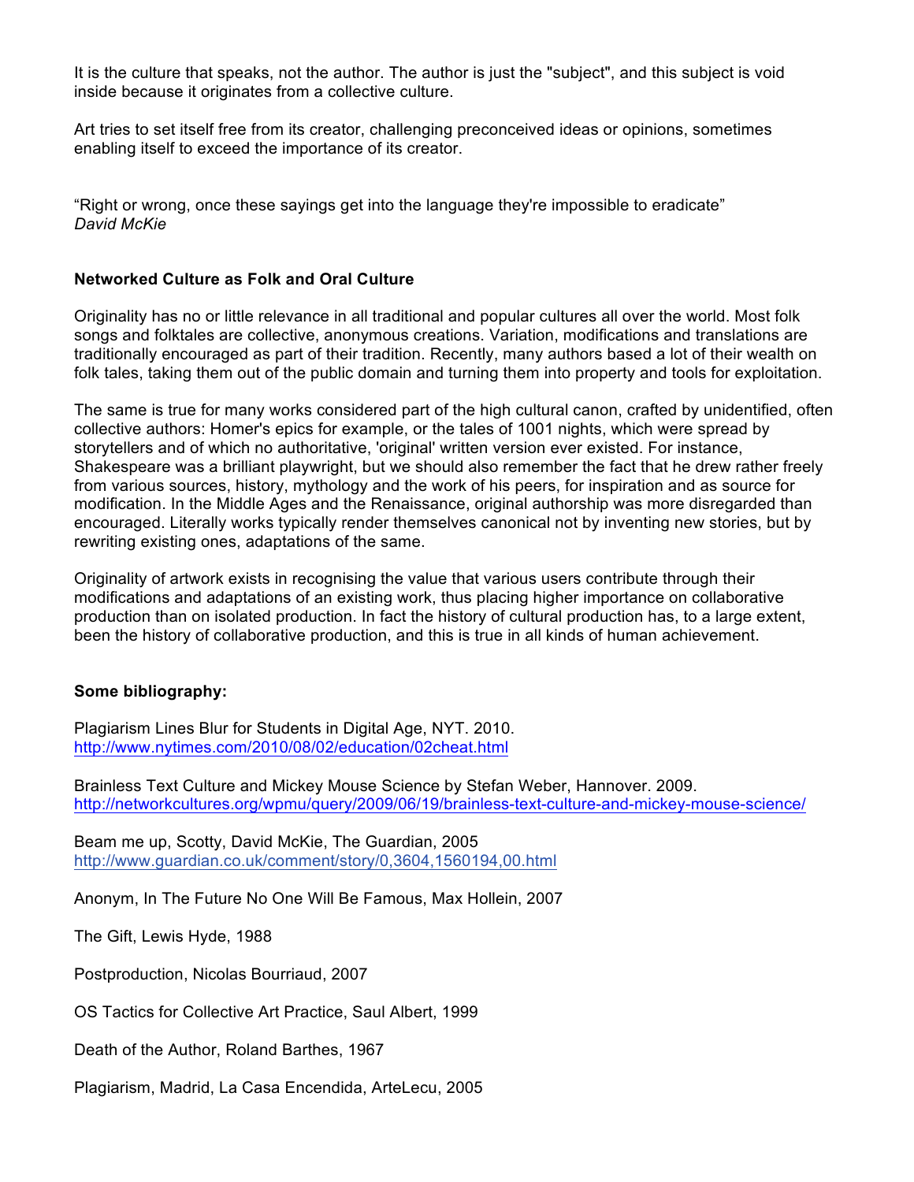It is the culture that speaks, not the author. The author is just the "subject", and this subject is void inside because it originates from a collective culture.

Art tries to set itself free from its creator, challenging preconceived ideas or opinions, sometimes enabling itself to exceed the importance of its creator.

“Right or wrong, once these sayings get into the language they're impossible to eradicate”
*David McKie*

**Networked Culture as Folk and Oral Culture**

Originality has no or little relevance in all traditional and popular cultures all over the world. Most folk songs and folktales are collective, anonymous creations. Variation, modifications and translations are traditionally encouraged as part of their tradition. Recently, many authors based a lot of their wealth on folk tales, taking them out of the public domain and turning them into property and tools for exploitation.

The same is true for many works considered part of the high cultural canon, crafted by unidentified, often collective authors: Homer's epics for example, or the tales of 1001 nights, which were spread by storytellers and of which no authoritative, 'original' written version ever existed. For instance, Shakespeare was a brilliant playwright, but we should also remember the fact that he drew rather freely from various sources, history, mythology and the work of his peers, for inspiration and as source for modification. In the Middle Ages and the Renaissance, original authorship was more disregarded than encouraged. Literally works typically render themselves canonical not by inventing new stories, but by rewriting existing ones, adaptations of the same.

Originality of artwork exists in recognising the value that various users contribute through their modifications and adaptations of an existing work, thus placing higher importance on collaborative production than on isolated production. In fact the history of cultural production has, to a large extent, been the history of collaborative production, and this is true in all kinds of human achievement.

**Some bibliography:**

Plagiarism Lines Blur for Students in Digital Age, NYT. 2010.
http://www.nytimes.com/2010/08/02/education/02cheat.html

Brainless Text Culture and Mickey Mouse Science by Stefan Weber, Hannover. 2009.
http://networkcultures.org/wpmu/query/2009/06/19/brainless-text-culture-and-mickey-mouse-science/

Beam me up, Scotty, David McKie, The Guardian, 2005
http://www.guardian.co.uk/comment/story/0,3604,1560194,00.html

Anonym, In The Future No One Will Be Famous, Max Hollein, 2007

The Gift, Lewis Hyde, 1988

Postproduction, Nicolas Bourriaud, 2007

OS Tactics for Collective Art Practice, Saul Albert, 1999

Death of the Author, Roland Barthes, 1967

Plagiarism, Madrid, La Casa Encendida, ArteLecu, 2005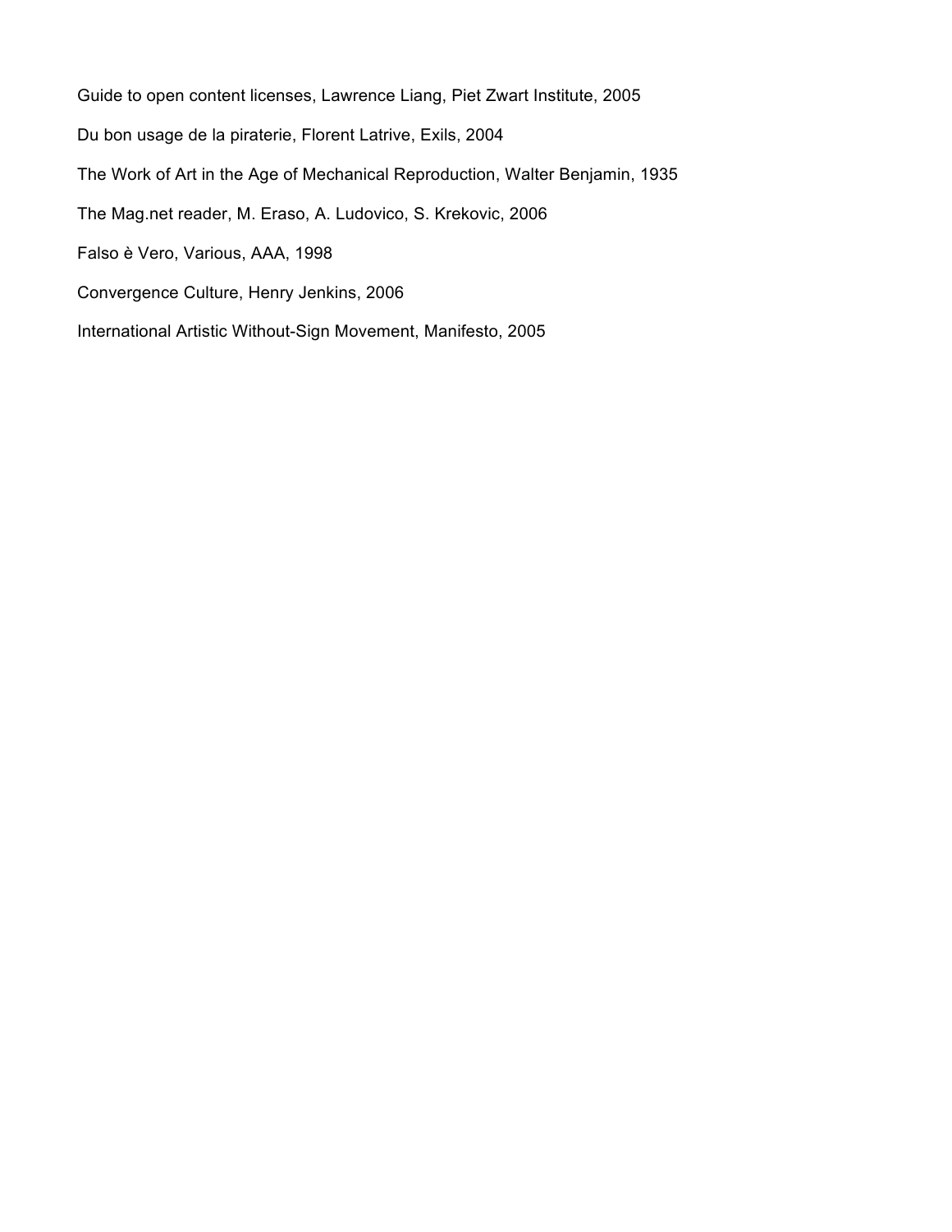Guide to open content licenses, Lawrence Liang, Piet Zwart Institute, 2005

Du bon usage de la piraterie, Florent Latrive, Exils, 2004

The Work of Art in the Age of Mechanical Reproduction, Walter Benjamin, 1935

The Mag.net reader, M. Eraso, A. Ludovico, S. Krekovic, 2006

Falso è Vero, Various, AAA, 1998

Convergence Culture, Henry Jenkins, 2006

International Artistic Without-Sign Movement, Manifesto, 2005